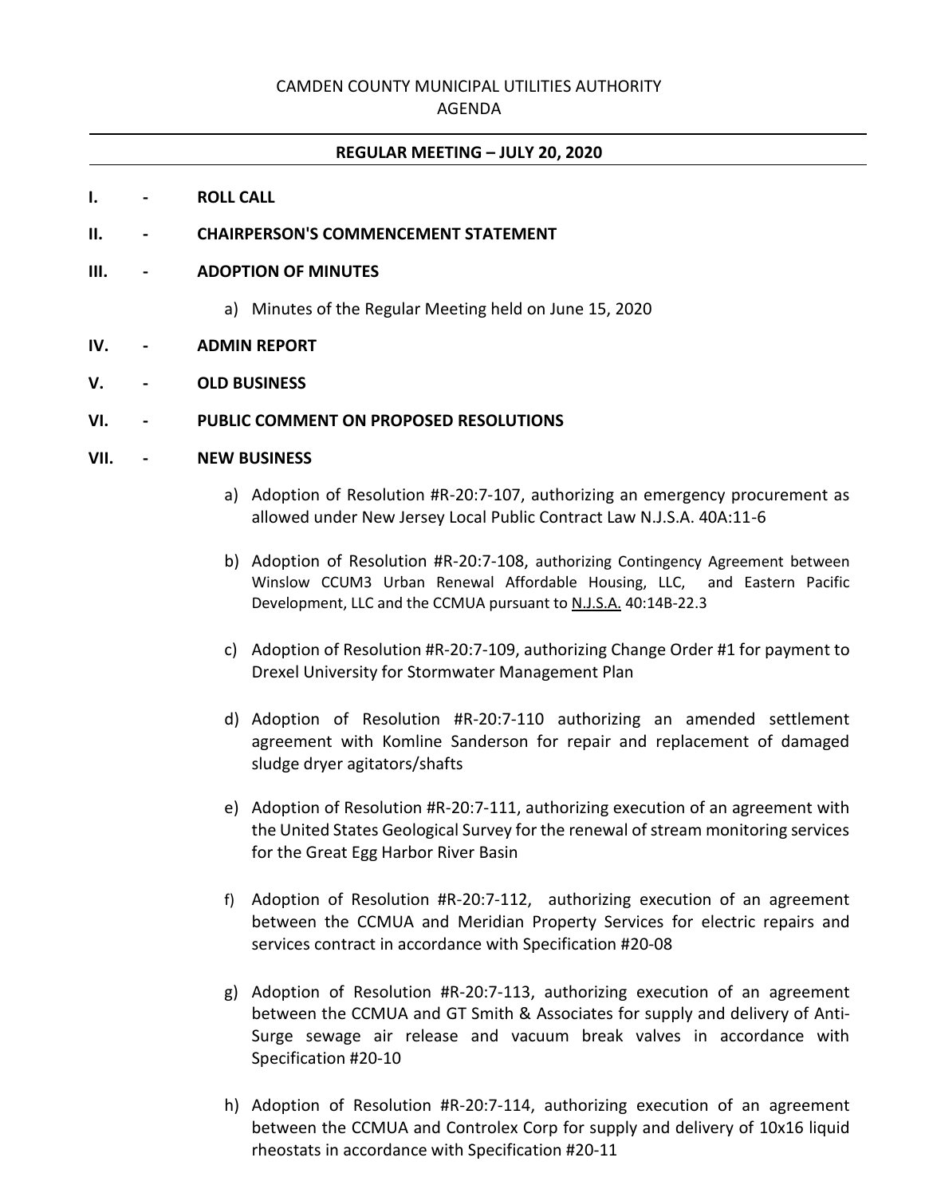# CAMDEN COUNTY MUNICIPAL UTILITIES AUTHORITY

## AGENDA

---

**REGULAR MEETING – JULY 20, 2020**

---

**I. - ROLL CALL**

**II. - CHAIRPERSON'S COMMENCEMENT STATEMENT**

**III. - ADOPTION OF MINUTES**

a) Minutes of the Regular Meeting held on June 15, 2020

**IV. - ADMIN REPORT**

**V. - OLD BUSINESS**

**VI. - PUBLIC COMMENT ON PROPOSED RESOLUTIONS**

**VII. - NEW BUSINESS**

a) Adoption of Resolution #R-20:7-107, authorizing an emergency procurement as allowed under New Jersey Local Public Contract Law N.J.S.A. 40A:11-6

b) Adoption of Resolution #R-20:7-108, authorizing Contingency Agreement between Winslow CCUM3 Urban Renewal Affordable Housing, LLC, and Eastern Pacific Development, LLC and the CCMUA pursuant to N.J.S.A. 40:14B-22.3

c) Adoption of Resolution #R-20:7-109, authorizing Change Order #1 for payment to Drexel University for Stormwater Management Plan

d) Adoption of Resolution #R-20:7-110 authorizing an amended settlement agreement with Komline Sanderson for repair and replacement of damaged sludge dryer agitators/shafts

e) Adoption of Resolution #R-20:7-111, authorizing execution of an agreement with the United States Geological Survey for the renewal of stream monitoring services for the Great Egg Harbor River Basin

f) Adoption of Resolution #R-20:7-112, authorizing execution of an agreement between the CCMUA and Meridian Property Services for electric repairs and services contract in accordance with Specification #20-08

g) Adoption of Resolution #R-20:7-113, authorizing execution of an agreement between the CCMUA and GT Smith & Associates for supply and delivery of Anti-Surge sewage air release and vacuum break valves in accordance with Specification #20-10

h) Adoption of Resolution #R-20:7-114, authorizing execution of an agreement between the CCMUA and Controlex Corp for supply and delivery of 10x16 liquid rheostats in accordance with Specification #20-11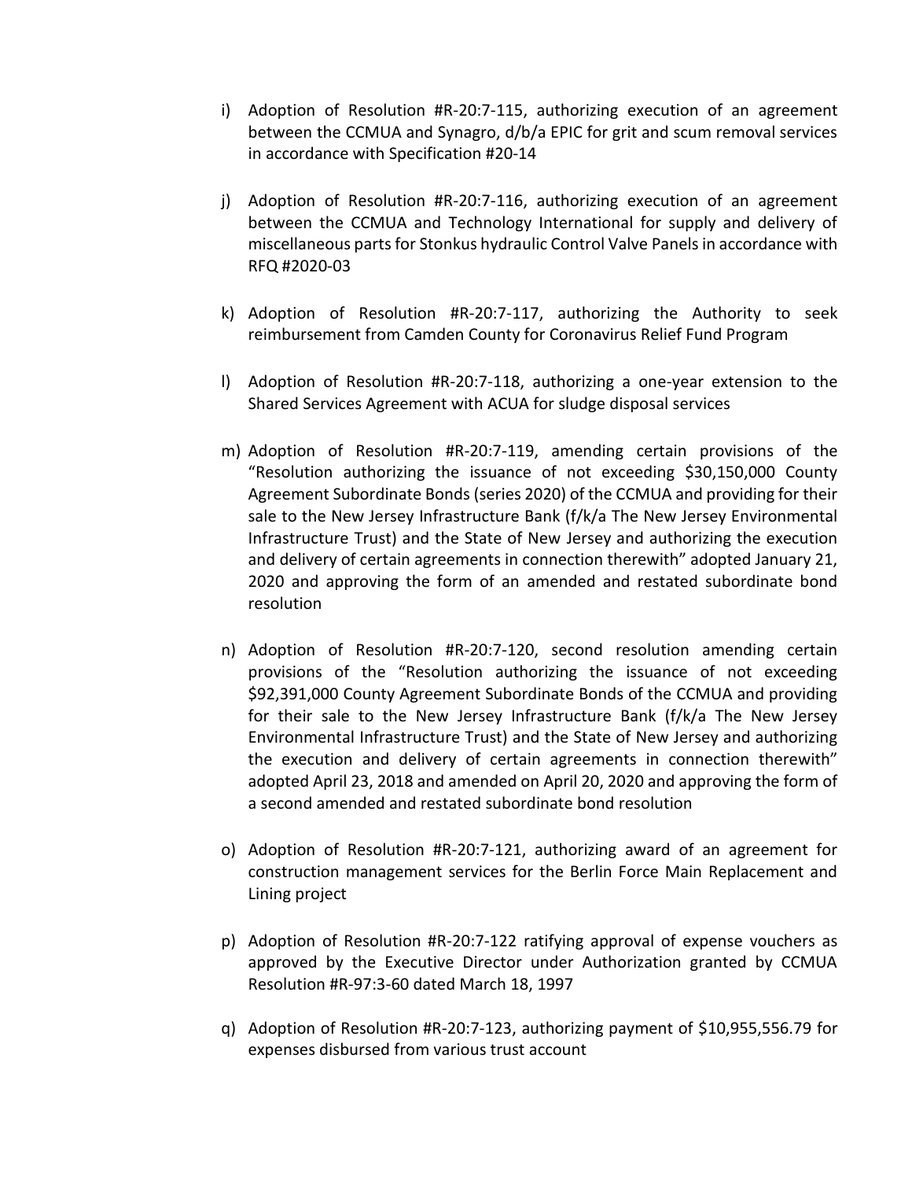i) Adoption of Resolution #R-20:7-115, authorizing execution of an agreement between the CCMUA and Synagro, d/b/a EPIC for grit and scum removal services in accordance with Specification #20-14

j) Adoption of Resolution #R-20:7-116, authorizing execution of an agreement between the CCMUA and Technology International for supply and delivery of miscellaneous parts for Stonkus hydraulic Control Valve Panels in accordance with RFQ #2020-03

k) Adoption of Resolution #R-20:7-117, authorizing the Authority to seek reimbursement from Camden County for Coronavirus Relief Fund Program

l) Adoption of Resolution #R-20:7-118, authorizing a one-year extension to the Shared Services Agreement with ACUA for sludge disposal services

m) Adoption of Resolution #R-20:7-119, amending certain provisions of the "Resolution authorizing the issuance of not exceeding $30,150,000 County Agreement Subordinate Bonds (series 2020) of the CCMUA and providing for their sale to the New Jersey Infrastructure Bank (f/k/a The New Jersey Environmental Infrastructure Trust) and the State of New Jersey and authorizing the execution and delivery of certain agreements in connection therewith" adopted January 21, 2020 and approving the form of an amended and restated subordinate bond resolution

n) Adoption of Resolution #R-20:7-120, second resolution amending certain provisions of the "Resolution authorizing the issuance of not exceeding $92,391,000 County Agreement Subordinate Bonds of the CCMUA and providing for their sale to the New Jersey Infrastructure Bank (f/k/a The New Jersey Environmental Infrastructure Trust) and the State of New Jersey and authorizing the execution and delivery of certain agreements in connection therewith" adopted April 23, 2018 and amended on April 20, 2020 and approving the form of a second amended and restated subordinate bond resolution

o) Adoption of Resolution #R-20:7-121, authorizing award of an agreement for construction management services for the Berlin Force Main Replacement and Lining project

p) Adoption of Resolution #R-20:7-122 ratifying approval of expense vouchers as approved by the Executive Director under Authorization granted by CCMUA Resolution #R-97:3-60 dated March 18, 1997

q) Adoption of Resolution #R-20:7-123, authorizing payment of $10,955,556.79 for expenses disbursed from various trust account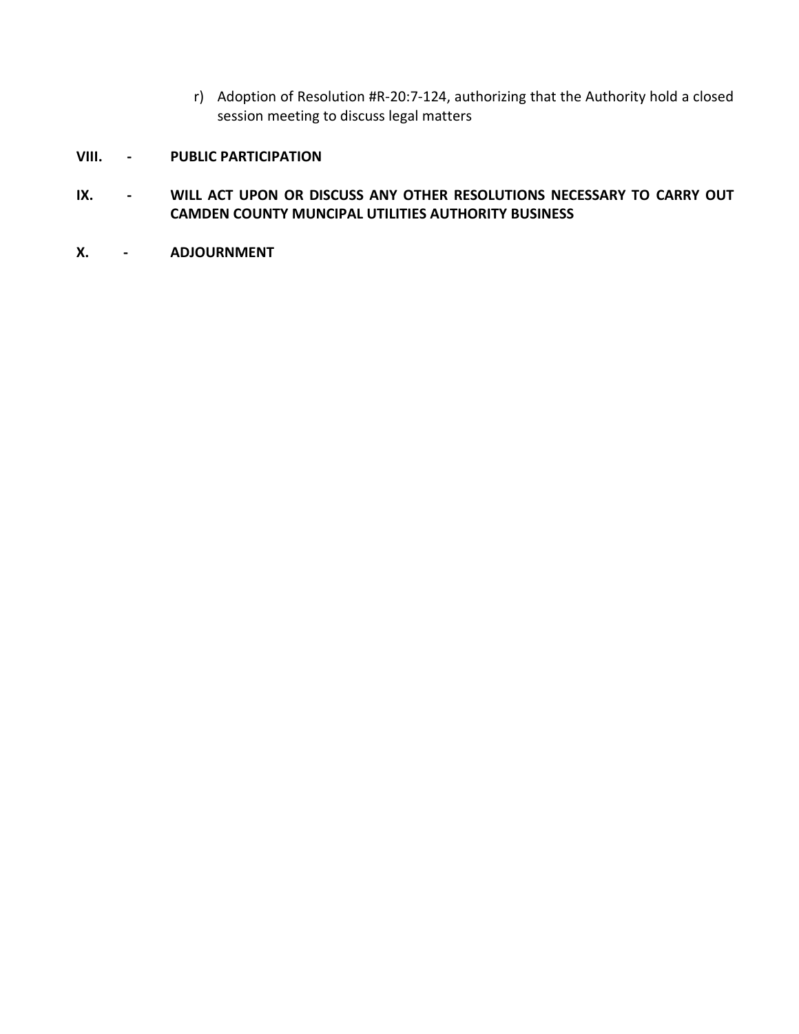r) Adoption of Resolution #R-20:7-124, authorizing that the Authority hold a closed session meeting to discuss legal matters

**VIII. - PUBLIC PARTICIPATION**

**IX. - WILL ACT UPON OR DISCUSS ANY OTHER RESOLUTIONS NECESSARY TO CARRY OUT CAMDEN COUNTY MUNCIPAL UTILITIES AUTHORITY BUSINESS**

**X. - ADJOURNMENT**